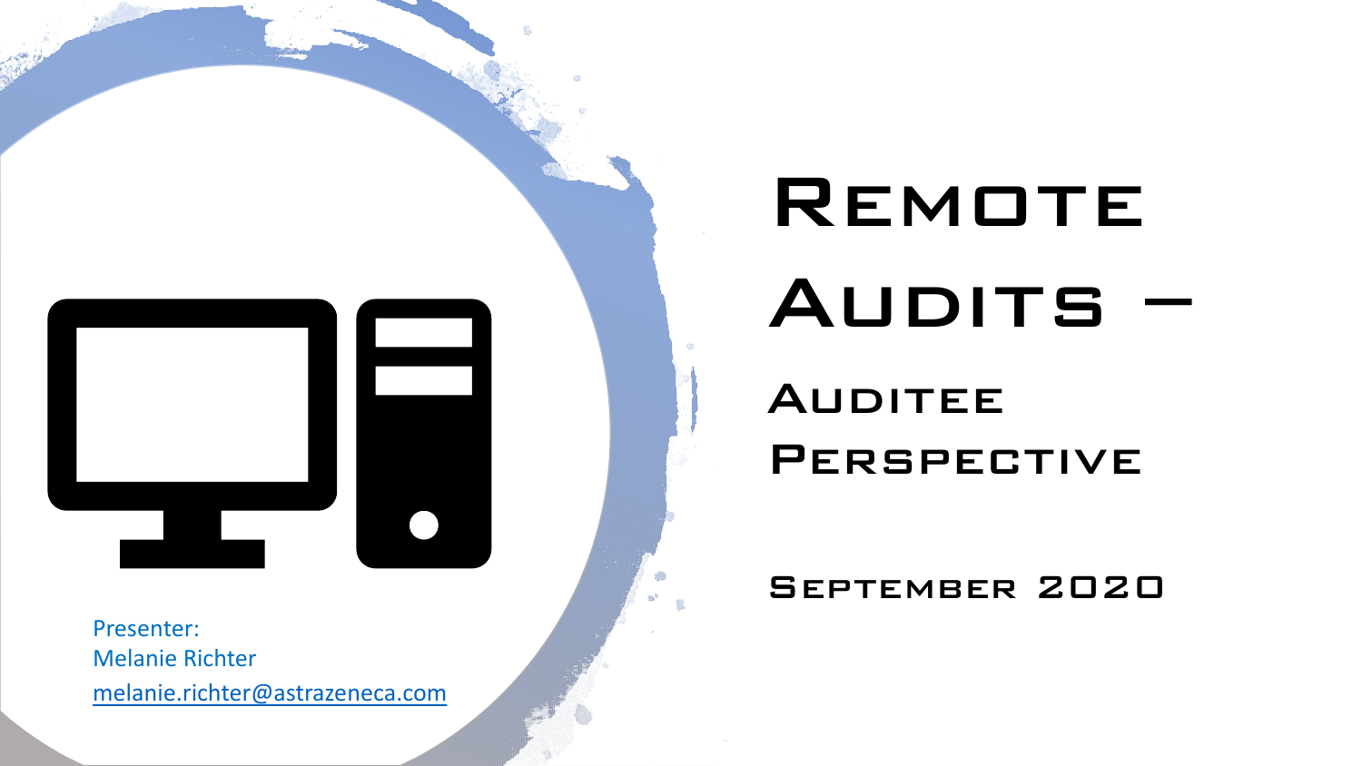# Remote Audits – Auditee Perspective

September 2020

Presenter:
Melanie Richter
melanie.richter@astrazeneca.com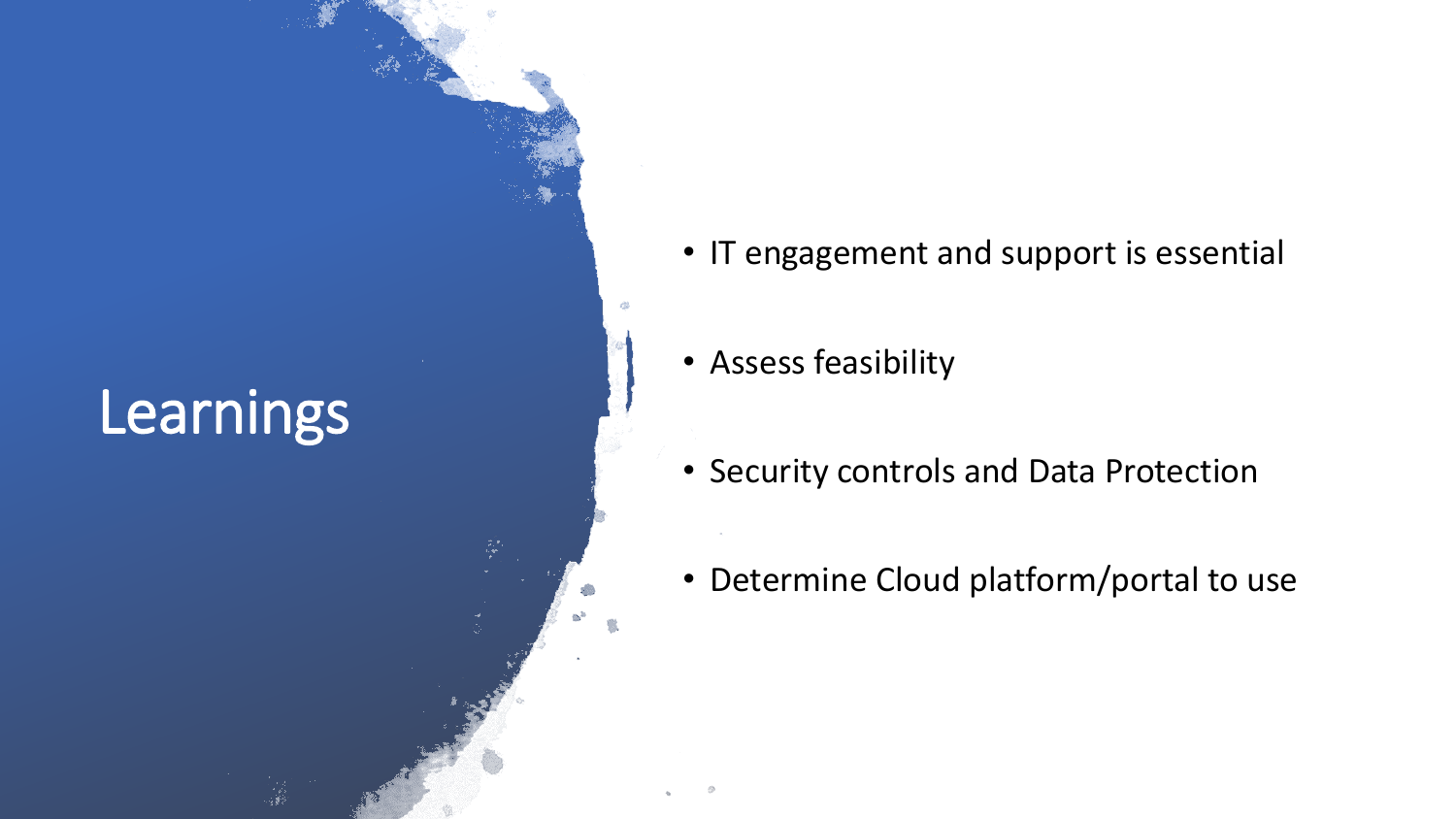# Learnings

- IT engagement and support is essential
- Assess feasibility
- Security controls and Data Protection
- Determine Cloud platform/portal to use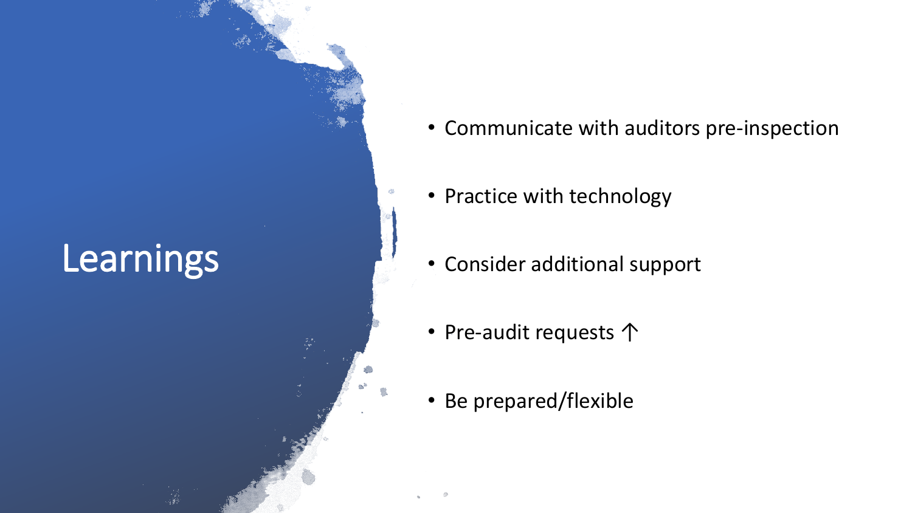# Learnings

- Communicate with auditors pre-inspection
- Practice with technology
- Consider additional support
- Pre-audit requests ↑
- Be prepared/flexible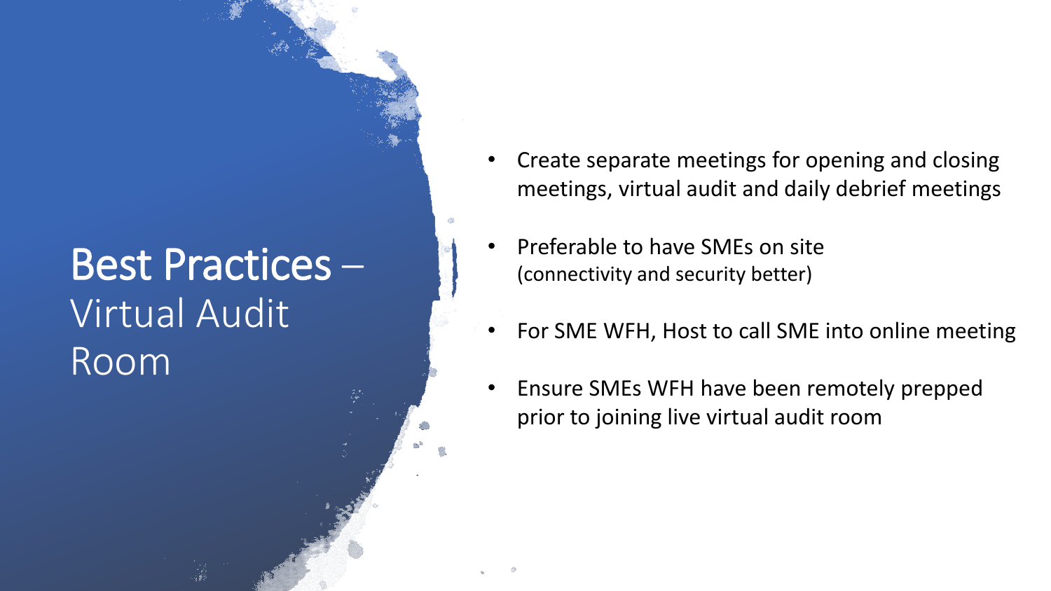# Best Practices – Virtual Audit Room

- Create separate meetings for opening and closing meetings, virtual audit and daily debrief meetings
- Preferable to have SMEs on site (connectivity and security better)
- For SME WFH, Host to call SME into online meeting
- Ensure SMEs WFH have been remotely prepped prior to joining live virtual audit room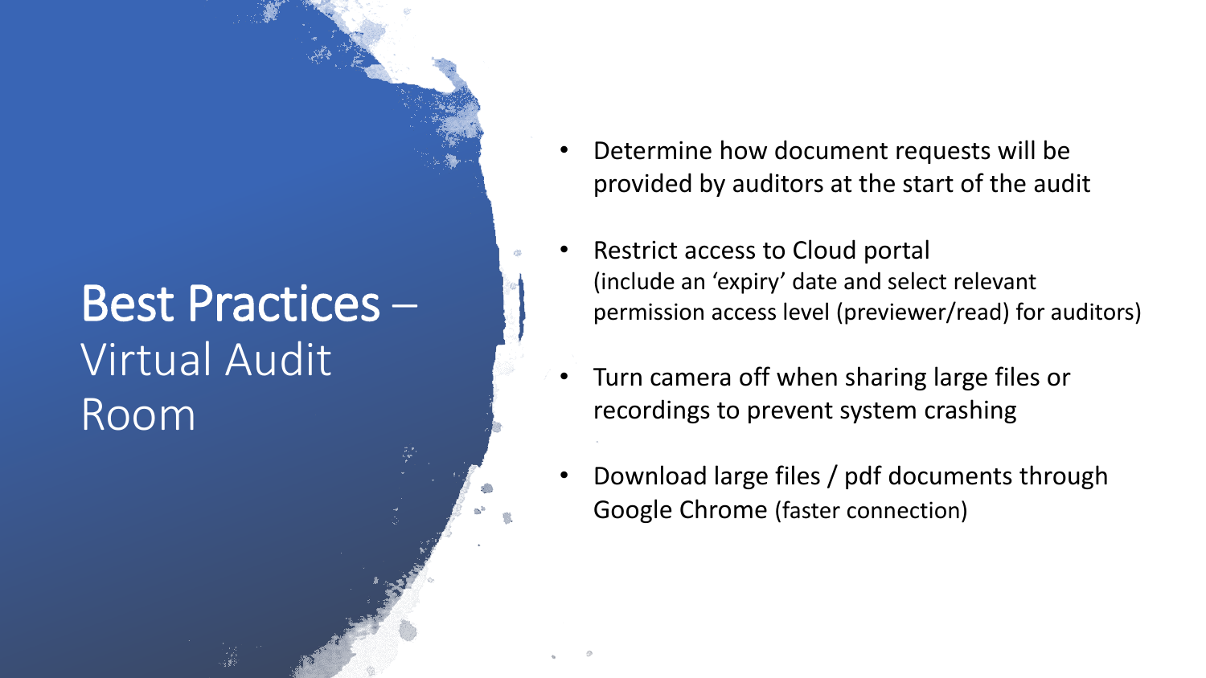# Best Practices – Virtual Audit Room

- Determine how document requests will be provided by auditors at the start of the audit
- Restrict access to Cloud portal
  (include an 'expiry' date and select relevant permission access level (previewer/read) for auditors)
- Turn camera off when sharing large files or recordings to prevent system crashing
- Download large files / pdf documents through Google Chrome (faster connection)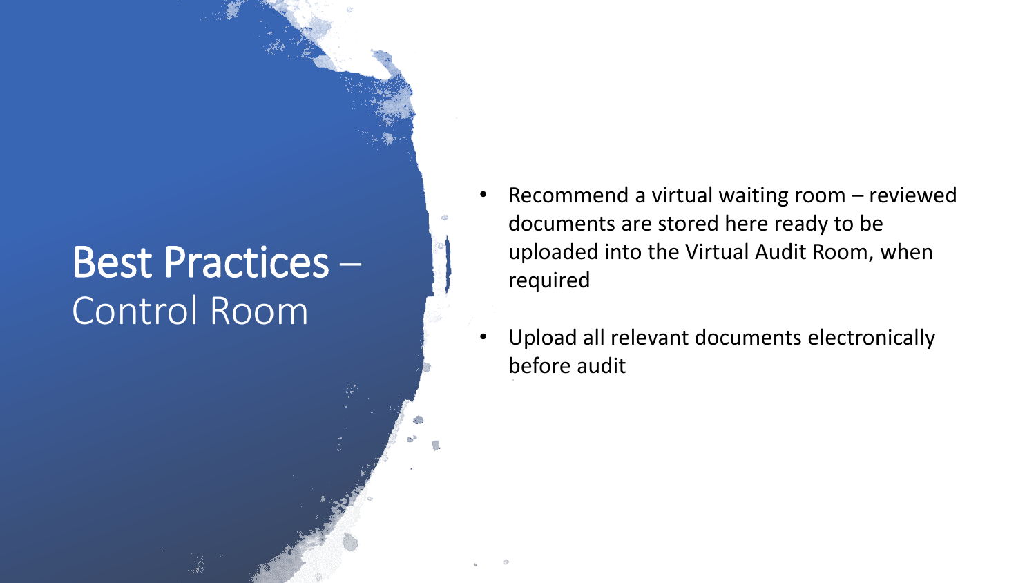# Best Practices – Control Room

- Recommend a virtual waiting room – reviewed documents are stored here ready to be uploaded into the Virtual Audit Room, when required
- Upload all relevant documents electronically before audit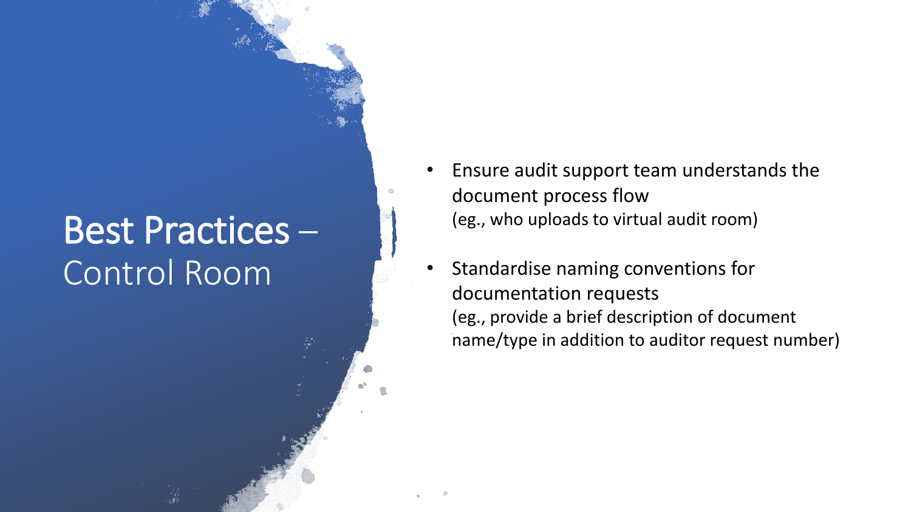# Best Practices – Control Room

- Ensure audit support team understands the document process flow
  (eg., who uploads to virtual audit room)
- Standardise naming conventions for documentation requests
  (eg., provide a brief description of document name/type in addition to auditor request number)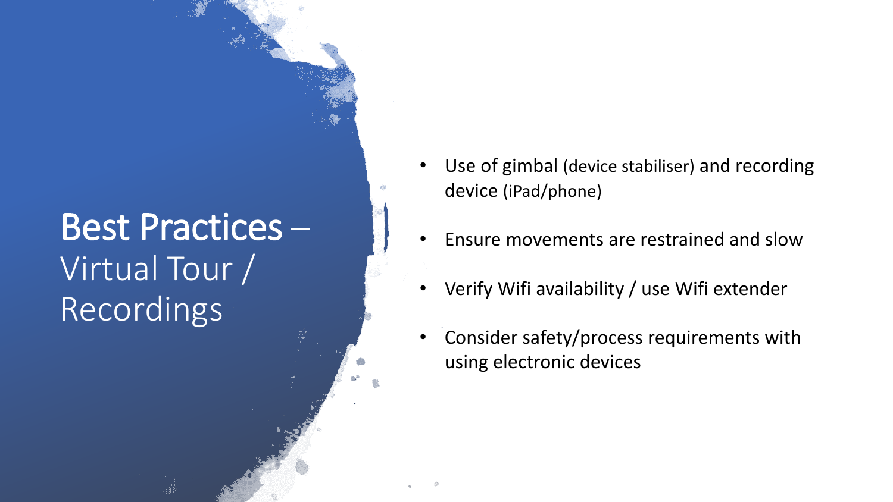# **Best Practices** – Virtual Tour / Recordings

- Use of gimbal (device stabiliser) and recording device (iPad/phone)
- Ensure movements are restrained and slow
- Verify Wifi availability / use Wifi extender
- Consider safety/process requirements with using electronic devices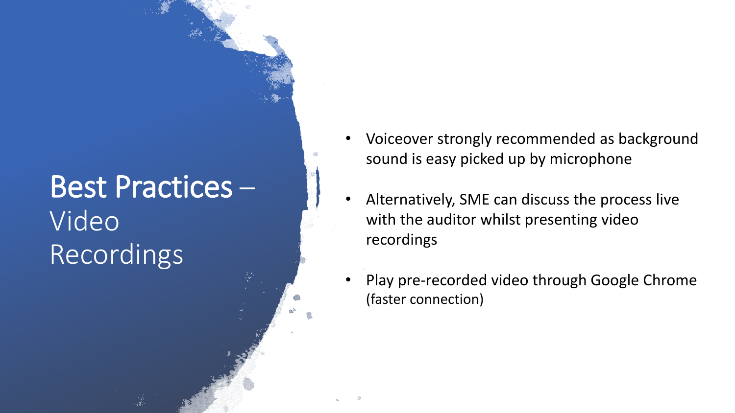# Best Practices – Video Recordings

- Voiceover strongly recommended as background sound is easy picked up by microphone
- Alternatively, SME can discuss the process live with the auditor whilst presenting video recordings
- Play pre-recorded video through Google Chrome (faster connection)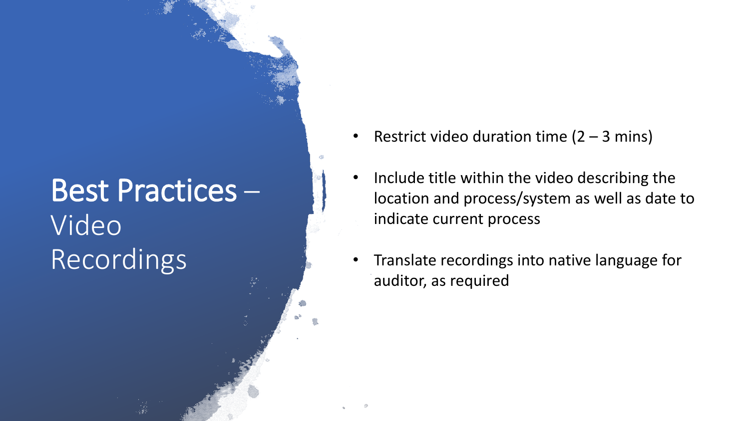# Best Practices – Video Recordings

- Restrict video duration time (2 – 3 mins)
- Include title within the video describing the location and process/system as well as date to indicate current process
- Translate recordings into native language for auditor, as required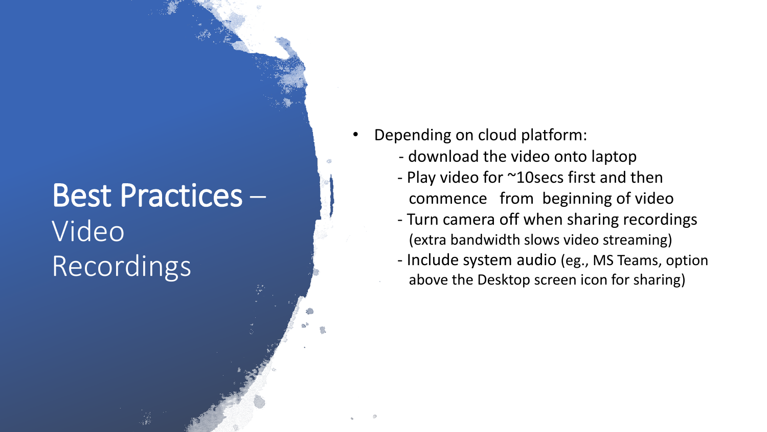# Best Practices – Video Recordings

- Depending on cloud platform:
  - download the video onto laptop
  - Play video for ~10secs first and then commence from beginning of video
  - Turn camera off when sharing recordings (extra bandwidth slows video streaming)
  - Include system audio (eg., MS Teams, option above the Desktop screen icon for sharing)